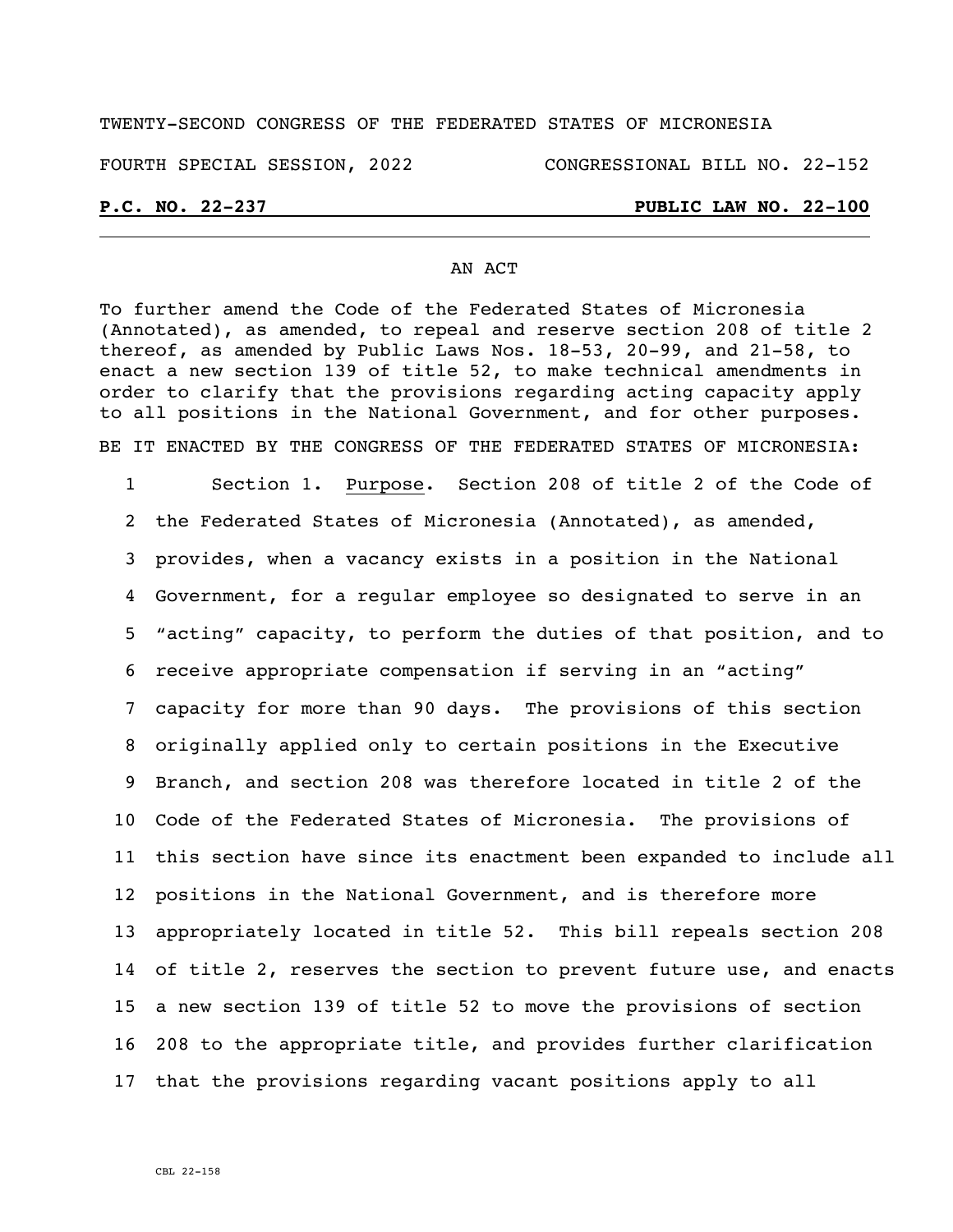TWENTY-SECOND CONGRESS OF THE FEDERATED STATES OF MICRONESIA

FOURTH SPECIAL SESSION, 2022 CONGRESSIONAL BILL NO. 22-152

**P.C. NO. 22-237** **PUBLIC LAW NO. 22-100**

AN ACT

To further amend the Code of the Federated States of Micronesia (Annotated), as amended, to repeal and reserve section 208 of title 2 thereof, as amended by Public Laws Nos. 18-53, 20-99, and 21-58, to enact a new section 139 of title 52, to make technical amendments in order to clarify that the provisions regarding acting capacity apply to all positions in the National Government, and for other purposes.

BE IT ENACTED BY THE CONGRESS OF THE FEDERATED STATES OF MICRONESIA:

1 Section 1. Purpose. Section 208 of title 2 of the Code of
2 the Federated States of Micronesia (Annotated), as amended,
3 provides, when a vacancy exists in a position in the National
4 Government, for a regular employee so designated to serve in an
5 "acting" capacity, to perform the duties of that position, and to
6 receive appropriate compensation if serving in an "acting"
7 capacity for more than 90 days. The provisions of this section
8 originally applied only to certain positions in the Executive
9 Branch, and section 208 was therefore located in title 2 of the
10 Code of the Federated States of Micronesia. The provisions of
11 this section have since its enactment been expanded to include all
12 positions in the National Government, and is therefore more
13 appropriately located in title 52. This bill repeals section 208
14 of title 2, reserves the section to prevent future use, and enacts
15 a new section 139 of title 52 to move the provisions of section
16 208 to the appropriate title, and provides further clarification
17 that the provisions regarding vacant positions apply to all

CBL 22-158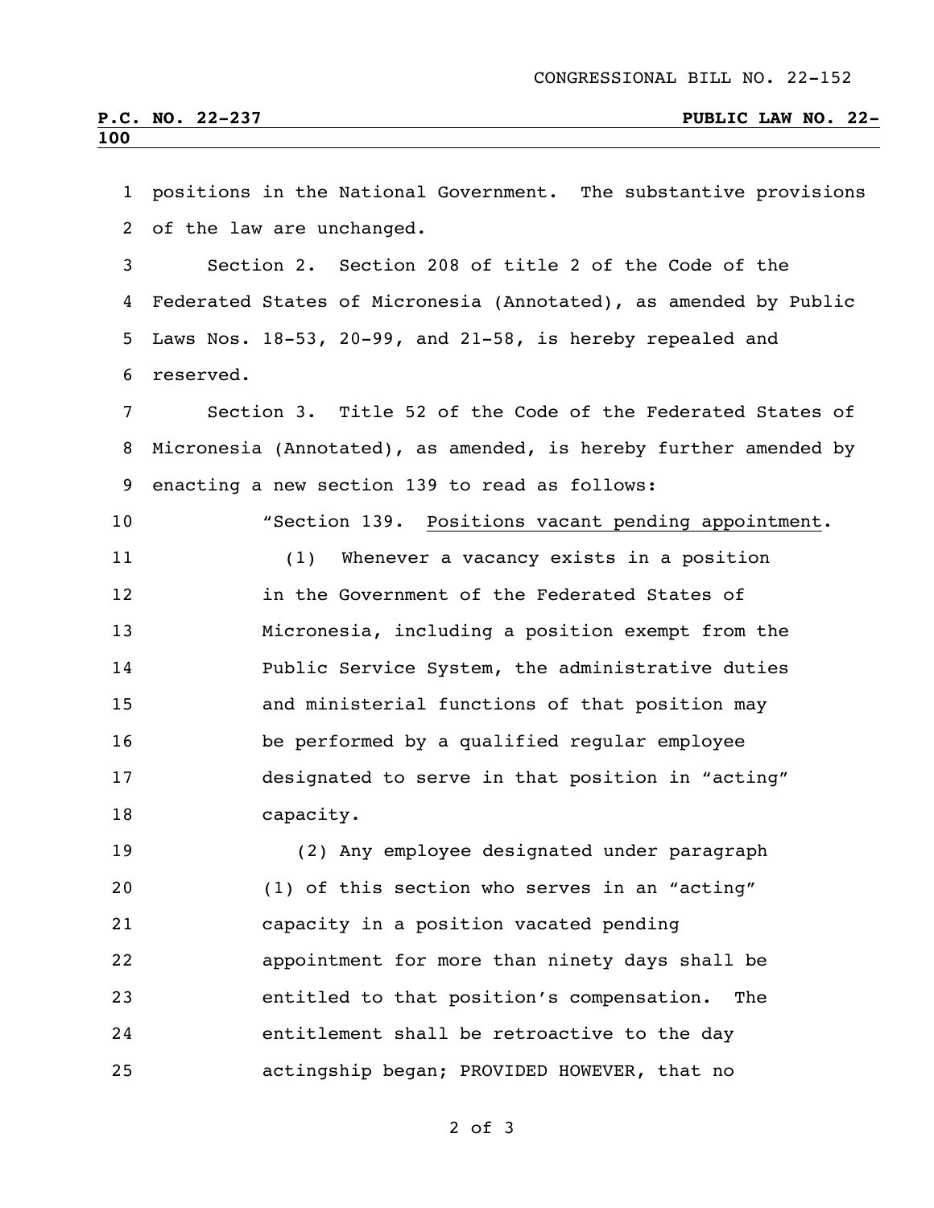positions in the National Government. The substantive provisions of the law are unchanged.

Section 2. Section 208 of title 2 of the Code of the Federated States of Micronesia (Annotated), as amended by Public Laws Nos. 18-53, 20-99, and 21-58, is hereby repealed and reserved.

Section 3. Title 52 of the Code of the Federated States of Micronesia (Annotated), as amended, is hereby further amended by enacting a new section 139 to read as follows:

"Section 139. Positions vacant pending appointment.

(1) Whenever a vacancy exists in a position in the Government of the Federated States of Micronesia, including a position exempt from the Public Service System, the administrative duties and ministerial functions of that position may be performed by a qualified regular employee designated to serve in that position in "acting" capacity.

(2) Any employee designated under paragraph (1) of this section who serves in an "acting" capacity in a position vacated pending appointment for more than ninety days shall be entitled to that position's compensation. The entitlement shall be retroactive to the day actingship began; PROVIDED HOWEVER, that no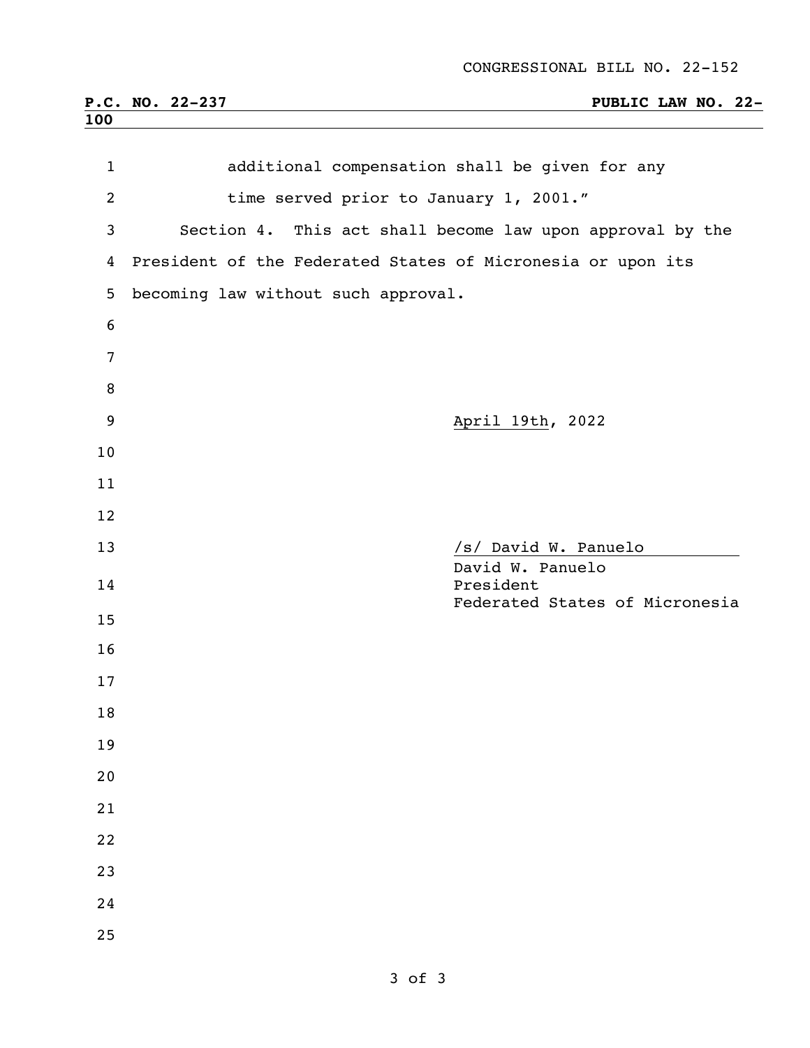additional compensation shall be given for any time served prior to January 1, 2001."

Section 4. This act shall become law upon approval by the President of the Federated States of Micronesia or upon its becoming law without such approval.

April 19th, 2022

/s/ David W. Panuelo

David W. Panuelo
President
Federated States of Micronesia